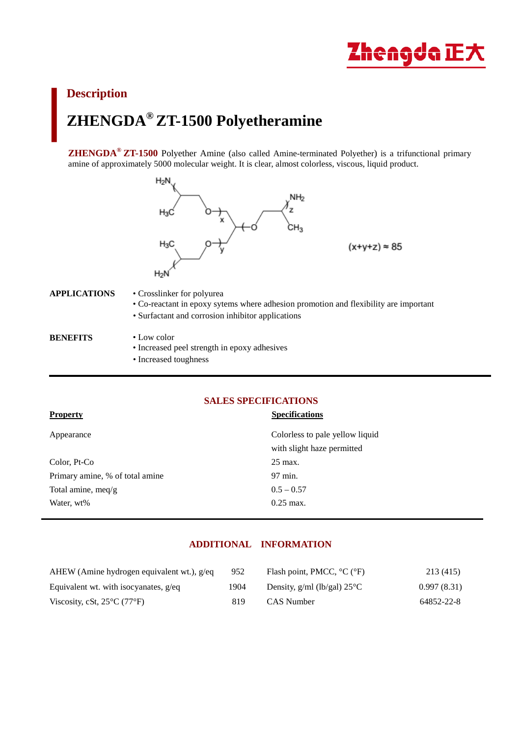## Description

# ZHENGDA® ZT-1500 Polyetheramine

**ZHENGDA® ZT-1500** Polyether Amine (also called Amine-terminated Polyether) is a trifunctional primary amine of approximately 5000 molecular weight. It is clear, almost colorless, viscous, liquid product.

$(x+y+z) \approx 85$

**APPLICATIONS**

- Crosslinker for polyurea
- Co-reactant in epoxy sytems where adhesion promotion and flexibility are important
- Surfactant and corrosion inhibitor applications

**BENEFITS**

- Low color
- Increased peel strength in epoxy adhesives
- Increased toughness

## SALES SPECIFICATIONS

| Property | Specifications |
|---|---|
| Appearance | Colorless to pale yellow liquid with slight haze permitted |
| Color, Pt-Co | 25 max. |
| Primary amine, % of total amine | 97 min. |
| Total amine, meq/g | 0.5 – 0.57 |
| Water, wt% | 0.25 max. |

## ADDITIONAL INFORMATION

| | | | |
|---|---|---|---|
| AHEW (Amine hydrogen equivalent wt.), g/eq | 952 | Flash point, PMCC, °C (°F) | 213 (415) |
| Equivalent wt. with isocyanates, g/eq | 1904 | Density, g/ml (lb/gal) 25°C | 0.997 (8.31) |
| Viscosity, cSt, 25°C (77°F) | 819 | CAS Number | 64852-22-8 |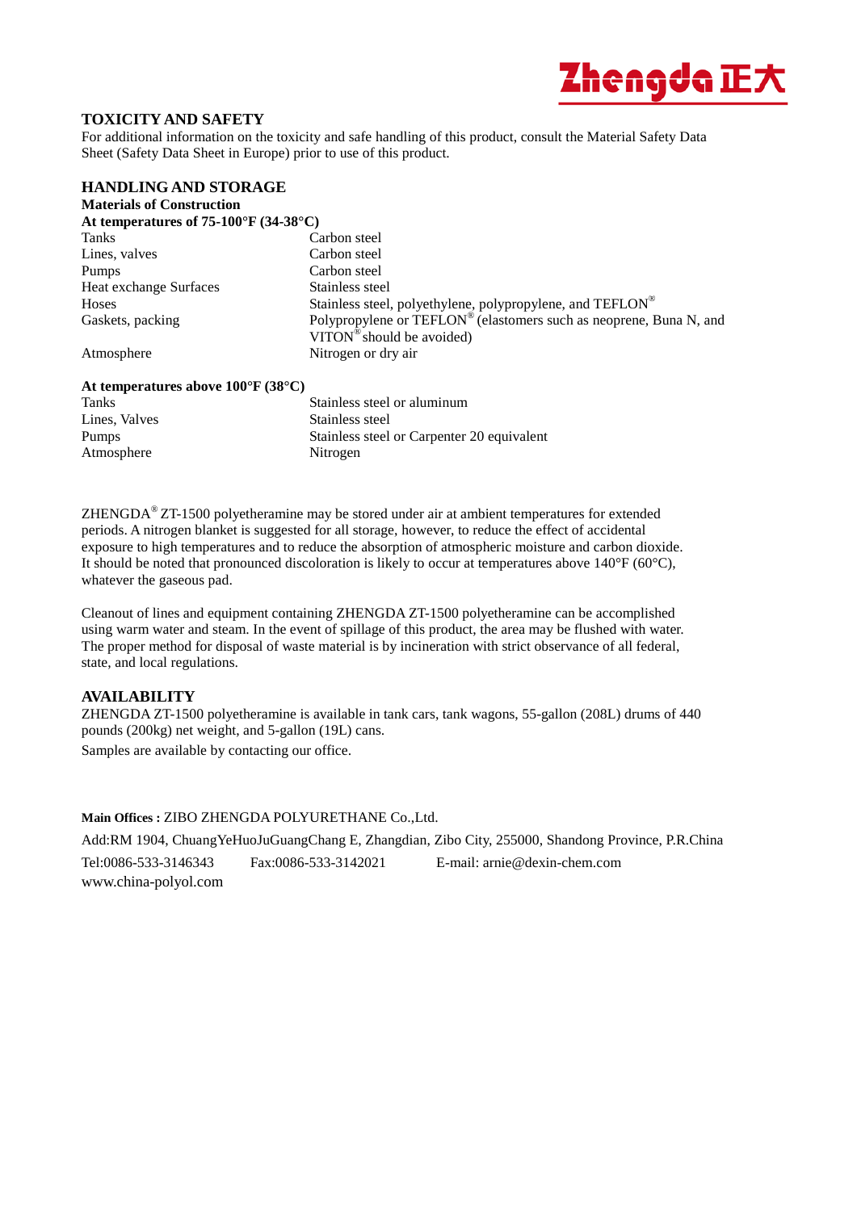## TOXICITY AND SAFETY

For additional information on the toxicity and safe handling of this product, consult the Material Safety Data Sheet (Safety Data Sheet in Europe) prior to use of this product.

## HANDLING AND STORAGE

### Materials of Construction

**At temperatures of 75-100°F (34-38°C)**

| | |
|---|---|
| Tanks | Carbon steel |
| Lines, valves | Carbon steel |
| Pumps | Carbon steel |
| Heat exchange Surfaces | Stainless steel |
| Hoses | Stainless steel, polyethylene, polypropylene, and TEFLON® |
| Gaskets, packing | Polypropylene or TEFLON® (elastomers such as neoprene, Buna N, and VITON® should be avoided) |
| Atmosphere | Nitrogen or dry air |

**At temperatures above 100°F (38°C)**

| | |
|---|---|
| Tanks | Stainless steel or aluminum |
| Lines, Valves | Stainless steel |
| Pumps | Stainless steel or Carpenter 20 equivalent |
| Atmosphere | Nitrogen |

ZHENGDA® ZT-1500 polyetheramine may be stored under air at ambient temperatures for extended periods. A nitrogen blanket is suggested for all storage, however, to reduce the effect of accidental exposure to high temperatures and to reduce the absorption of atmospheric moisture and carbon dioxide. It should be noted that pronounced discoloration is likely to occur at temperatures above 140°F (60°C), whatever the gaseous pad.

Cleanout of lines and equipment containing ZHENGDA ZT-1500 polyetheramine can be accomplished using warm water and steam. In the event of spillage of this product, the area may be flushed with water. The proper method for disposal of waste material is by incineration with strict observance of all federal, state, and local regulations.

## AVAILABILITY

ZHENGDA ZT-1500 polyetheramine is available in tank cars, tank wagons, 55-gallon (208L) drums of 440 pounds (200kg) net weight, and 5-gallon (19L) cans.

Samples are available by contacting our office.

**Main Offices :** ZIBO ZHENGDA POLYURETHANE Co.,Ltd.

Add:RM 1904, ChuangYeHuoJuGuangChang E, Zhangdian, Zibo City, 255000, Shandong Province, P.R.China

Tel:0086-533-3146343 Fax:0086-533-3142021 E-mail: arnie@dexin-chem.com

www.china-polyol.com